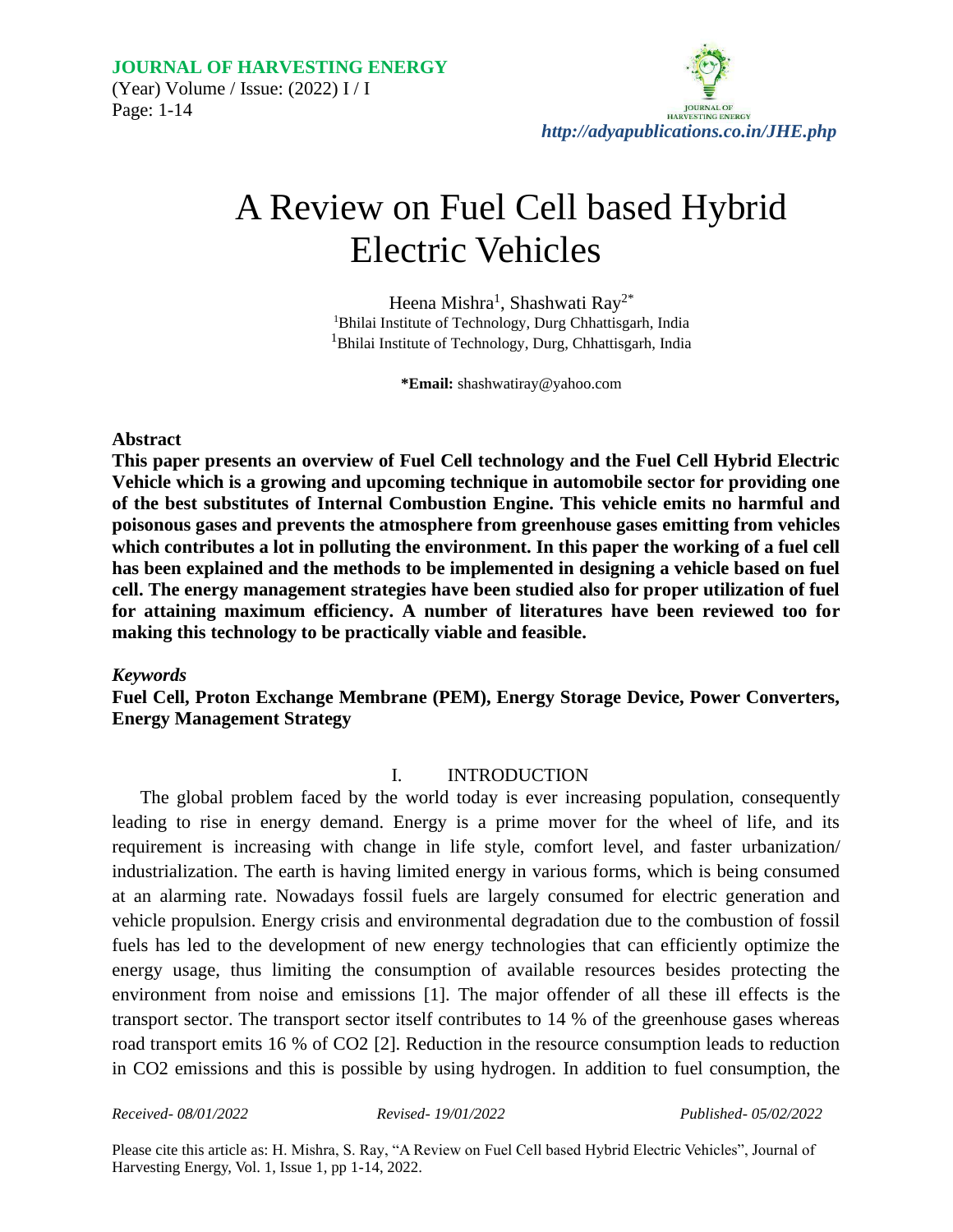# A Review on Fuel Cell based Hybrid Electric Vehicles

Heena Mishra[1], Shashwati Ray[2*]

[1]Bhilai Institute of Technology, Durg Chhattisgarh, India

[1]Bhilai Institute of Technology, Durg, Chhattisgarh, India

**\*Email:** shashwatiray@yahoo.com

## Abstract

**This paper presents an overview of Fuel Cell technology and the Fuel Cell Hybrid Electric Vehicle which is a growing and upcoming technique in automobile sector for providing one of the best substitutes of Internal Combustion Engine. This vehicle emits no harmful and poisonous gases and prevents the atmosphere from greenhouse gases emitting from vehicles which contributes a lot in polluting the environment. In this paper the working of a fuel cell has been explained and the methods to be implemented in designing a vehicle based on fuel cell. The energy management strategies have been studied also for proper utilization of fuel for attaining maximum efficiency. A number of literatures have been reviewed too for making this technology to be practically viable and feasible.**

### *Keywords*

**Fuel Cell, Proton Exchange Membrane (PEM), Energy Storage Device, Power Converters, Energy Management Strategy**

## I. INTRODUCTION

The global problem faced by the world today is ever increasing population, consequently leading to rise in energy demand. Energy is a prime mover for the wheel of life, and its requirement is increasing with change in life style, comfort level, and faster urbanization/ industrialization. The earth is having limited energy in various forms, which is being consumed at an alarming rate. Nowadays fossil fuels are largely consumed for electric generation and vehicle propulsion. Energy crisis and environmental degradation due to the combustion of fossil fuels has led to the development of new energy technologies that can efficiently optimize the energy usage, thus limiting the consumption of available resources besides protecting the environment from noise and emissions [1]. The major offender of all these ill effects is the transport sector. The transport sector itself contributes to 14 % of the greenhouse gases whereas road transport emits 16 % of $CO_2$ [2]. Reduction in the resource consumption leads to reduction in $CO_2$ emissions and this is possible by using hydrogen. In addition to fuel consumption, the

*Received- 08/01/2022* *Revised- 19/01/2022* *Published- 05/02/2022*

Please cite this article as: H. Mishra, S. Ray, "A Review on Fuel Cell based Hybrid Electric Vehicles", Journal of Harvesting Energy, Vol. 1, Issue 1, pp 1-14, 2022.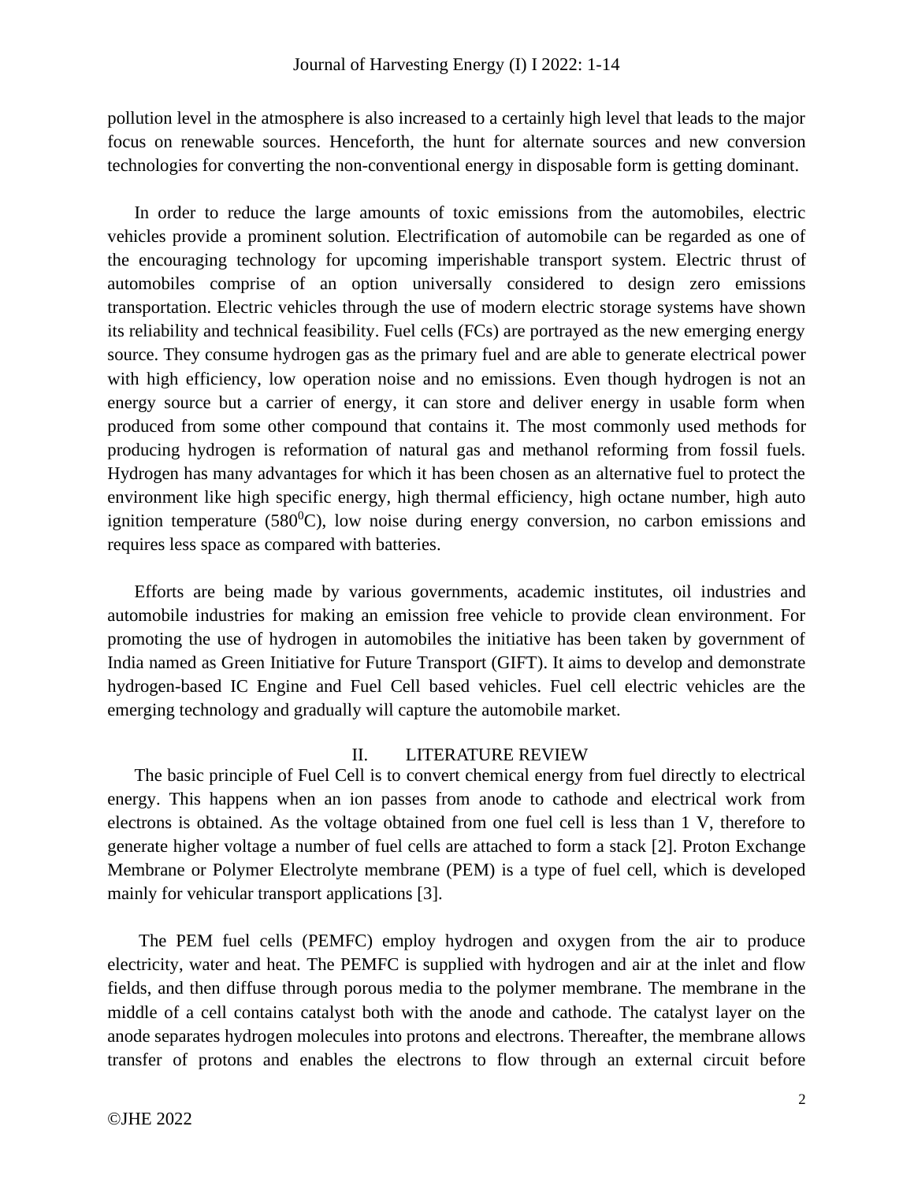pollution level in the atmosphere is also increased to a certainly high level that leads to the major focus on renewable sources. Henceforth, the hunt for alternate sources and new conversion technologies for converting the non-conventional energy in disposable form is getting dominant.

In order to reduce the large amounts of toxic emissions from the automobiles, electric vehicles provide a prominent solution. Electrification of automobile can be regarded as one of the encouraging technology for upcoming imperishable transport system. Electric thrust of automobiles comprise of an option universally considered to design zero emissions transportation. Electric vehicles through the use of modern electric storage systems have shown its reliability and technical feasibility. Fuel cells (FCs) are portrayed as the new emerging energy source. They consume hydrogen gas as the primary fuel and are able to generate electrical power with high efficiency, low operation noise and no emissions. Even though hydrogen is not an energy source but a carrier of energy, it can store and deliver energy in usable form when produced from some other compound that contains it. The most commonly used methods for producing hydrogen is reformation of natural gas and methanol reforming from fossil fuels. Hydrogen has many advantages for which it has been chosen as an alternative fuel to protect the environment like high specific energy, high thermal efficiency, high octane number, high auto ignition temperature ($580^0$C), low noise during energy conversion, no carbon emissions and requires less space as compared with batteries.

Efforts are being made by various governments, academic institutes, oil industries and automobile industries for making an emission free vehicle to provide clean environment. For promoting the use of hydrogen in automobiles the initiative has been taken by government of India named as Green Initiative for Future Transport (GIFT). It aims to develop and demonstrate hydrogen-based IC Engine and Fuel Cell based vehicles. Fuel cell electric vehicles are the emerging technology and gradually will capture the automobile market.

## II. LITERATURE REVIEW

The basic principle of Fuel Cell is to convert chemical energy from fuel directly to electrical energy. This happens when an ion passes from anode to cathode and electrical work from electrons is obtained. As the voltage obtained from one fuel cell is less than 1 V, therefore to generate higher voltage a number of fuel cells are attached to form a stack [2]. Proton Exchange Membrane or Polymer Electrolyte membrane (PEM) is a type of fuel cell, which is developed mainly for vehicular transport applications [3].

The PEM fuel cells (PEMFC) employ hydrogen and oxygen from the air to produce electricity, water and heat. The PEMFC is supplied with hydrogen and air at the inlet and flow fields, and then diffuse through porous media to the polymer membrane. The membrane in the middle of a cell contains catalyst both with the anode and cathode. The catalyst layer on the anode separates hydrogen molecules into protons and electrons. Thereafter, the membrane allows transfer of protons and enables the electrons to flow through an external circuit before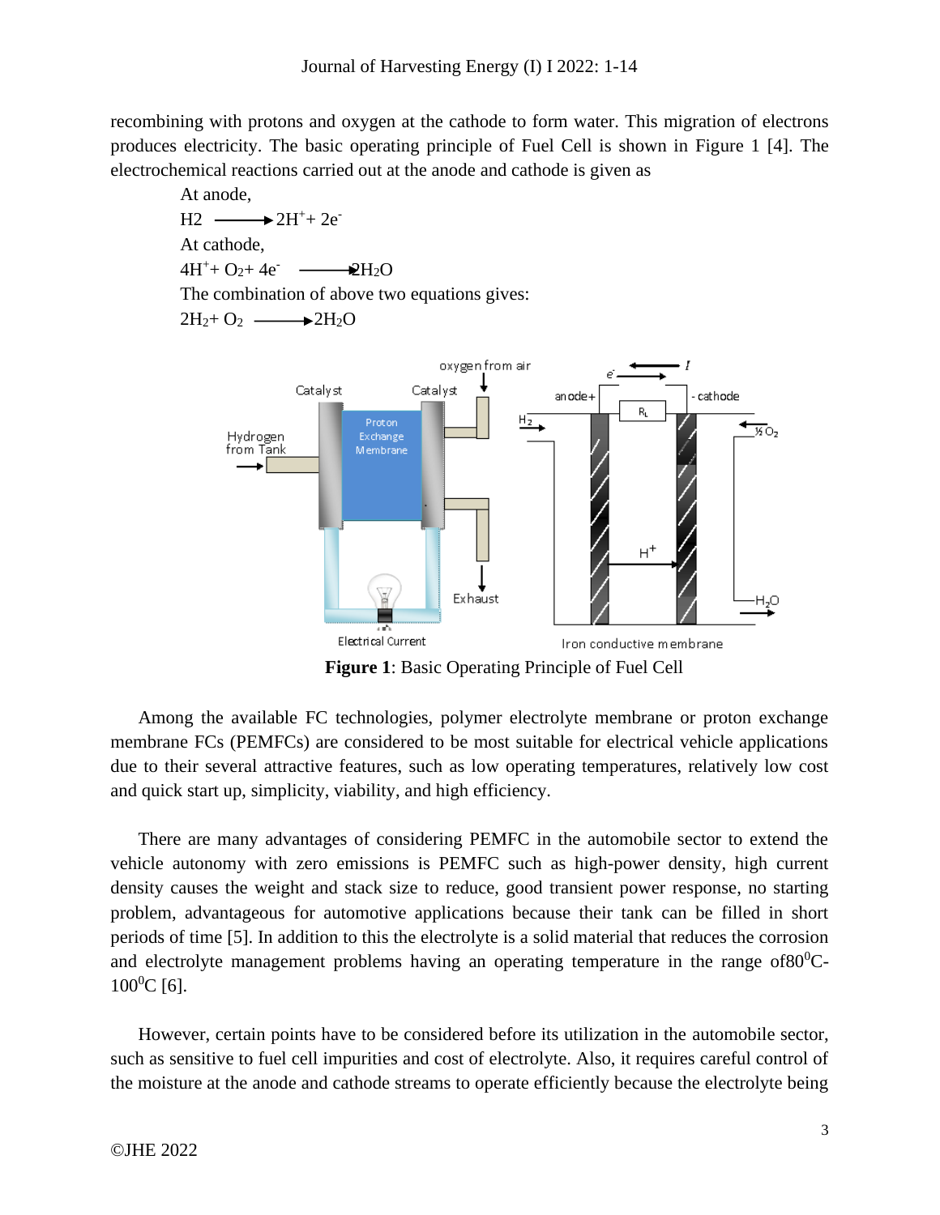recombining with protons and oxygen at the cathode to form water. This migration of electrons produces electricity. The basic operating principle of Fuel Cell is shown in Figure 1 [4]. The electrochemical reactions carried out at the anode and cathode is given as

At anode,

$$H2 \longrightarrow 2H^{+} + 2e^{-}$$

At cathode,

$$4H^{+} + O_2 + 4e^{-} \longrightarrow 2H_2O$$

The combination of above two equations gives:

$$2H_2 + O_2 \longrightarrow 2H_2O$$

**Figure 1**: Basic Operating Principle of Fuel Cell

Among the available FC technologies, polymer electrolyte membrane or proton exchange membrane FCs (PEMFCs) are considered to be most suitable for electrical vehicle applications due to their several attractive features, such as low operating temperatures, relatively low cost and quick start up, simplicity, viability, and high efficiency.

There are many advantages of considering PEMFC in the automobile sector to extend the vehicle autonomy with zero emissions is PEMFC such as high-power density, high current density causes the weight and stack size to reduce, good transient power response, no starting problem, advantageous for automotive applications because their tank can be filled in short periods of time [5]. In addition to this the electrolyte is a solid material that reduces the corrosion and electrolyte management problems having an operating temperature in the range of$80^{0}$C-$100^{0}$C [6].

However, certain points have to be considered before its utilization in the automobile sector, such as sensitive to fuel cell impurities and cost of electrolyte. Also, it requires careful control of the moisture at the anode and cathode streams to operate efficiently because the electrolyte being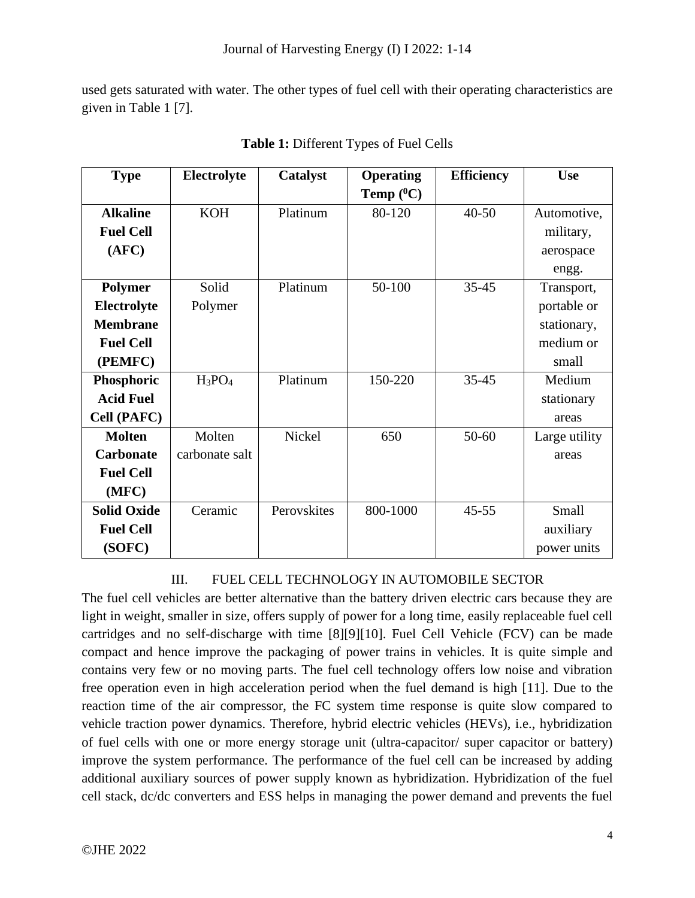used gets saturated with water. The other types of fuel cell with their operating characteristics are given in Table 1 [7].

**Table 1:** Different Types of Fuel Cells

| Type | Electrolyte | Catalyst | Operating Temp ($^0$C) | Efficiency | Use |
|---|---|---|---|---|---|
| **Alkaline Fuel Cell (AFC)** | KOH | Platinum | 80-120 | 40-50 | Automotive, military, aerospace engg. |
| **Polymer Electrolyte Membrane Fuel Cell (PEMFC)** | Solid Polymer | Platinum | 50-100 | 35-45 | Transport, portable or stationary, medium or small |
| **Phosphoric Acid Fuel Cell (PAFC)** | $H_3PO_4$ | Platinum | 150-220 | 35-45 | Medium stationary areas |
| **Molten Carbonate Fuel Cell (MFC)** | Molten carbonate salt | Nickel | 650 | 50-60 | Large utility areas |
| **Solid Oxide Fuel Cell (SOFC)** | Ceramic | Perovskites | 800-1000 | 45-55 | Small auxiliary power units |

## III. FUEL CELL TECHNOLOGY IN AUTOMOBILE SECTOR

The fuel cell vehicles are better alternative than the battery driven electric cars because they are light in weight, smaller in size, offers supply of power for a long time, easily replaceable fuel cell cartridges and no self-discharge with time [8][9][10]. Fuel Cell Vehicle (FCV) can be made compact and hence improve the packaging of power trains in vehicles. It is quite simple and contains very few or no moving parts. The fuel cell technology offers low noise and vibration free operation even in high acceleration period when the fuel demand is high [11]. Due to the reaction time of the air compressor, the FC system time response is quite slow compared to vehicle traction power dynamics. Therefore, hybrid electric vehicles (HEVs), i.e., hybridization of fuel cells with one or more energy storage unit (ultra-capacitor/ super capacitor or battery) improve the system performance. The performance of the fuel cell can be increased by adding additional auxiliary sources of power supply known as hybridization. Hybridization of the fuel cell stack, dc/dc converters and ESS helps in managing the power demand and prevents the fuel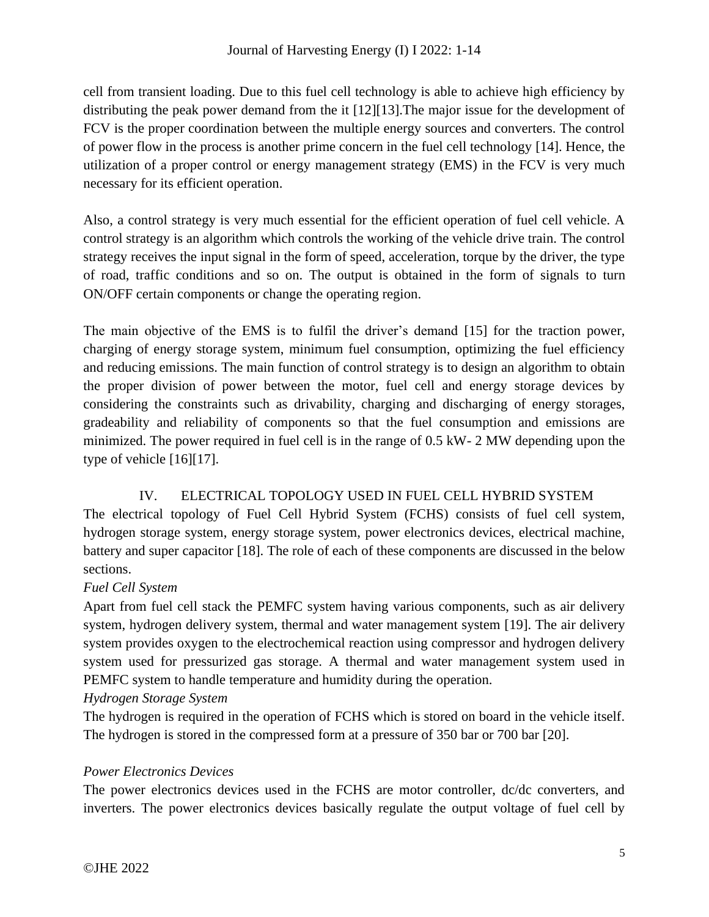cell from transient loading. Due to this fuel cell technology is able to achieve high efficiency by distributing the peak power demand from the it [12][13].The major issue for the development of FCV is the proper coordination between the multiple energy sources and converters. The control of power flow in the process is another prime concern in the fuel cell technology [14]. Hence, the utilization of a proper control or energy management strategy (EMS) in the FCV is very much necessary for its efficient operation.

Also, a control strategy is very much essential for the efficient operation of fuel cell vehicle. A control strategy is an algorithm which controls the working of the vehicle drive train. The control strategy receives the input signal in the form of speed, acceleration, torque by the driver, the type of road, traffic conditions and so on. The output is obtained in the form of signals to turn ON/OFF certain components or change the operating region.

The main objective of the EMS is to fulfil the driver's demand [15] for the traction power, charging of energy storage system, minimum fuel consumption, optimizing the fuel efficiency and reducing emissions. The main function of control strategy is to design an algorithm to obtain the proper division of power between the motor, fuel cell and energy storage devices by considering the constraints such as drivability, charging and discharging of energy storages, gradeability and reliability of components so that the fuel consumption and emissions are minimized. The power required in fuel cell is in the range of 0.5 kW- 2 MW depending upon the type of vehicle [16][17].

## IV. ELECTRICAL TOPOLOGY USED IN FUEL CELL HYBRID SYSTEM

The electrical topology of Fuel Cell Hybrid System (FCHS) consists of fuel cell system, hydrogen storage system, energy storage system, power electronics devices, electrical machine, battery and super capacitor [18]. The role of each of these components are discussed in the below sections.

*Fuel Cell System*

Apart from fuel cell stack the PEMFC system having various components, such as air delivery system, hydrogen delivery system, thermal and water management system [19]. The air delivery system provides oxygen to the electrochemical reaction using compressor and hydrogen delivery system used for pressurized gas storage. A thermal and water management system used in PEMFC system to handle temperature and humidity during the operation.

*Hydrogen Storage System*

The hydrogen is required in the operation of FCHS which is stored on board in the vehicle itself. The hydrogen is stored in the compressed form at a pressure of 350 bar or 700 bar [20].

*Power Electronics Devices*

The power electronics devices used in the FCHS are motor controller, dc/dc converters, and inverters. The power electronics devices basically regulate the output voltage of fuel cell by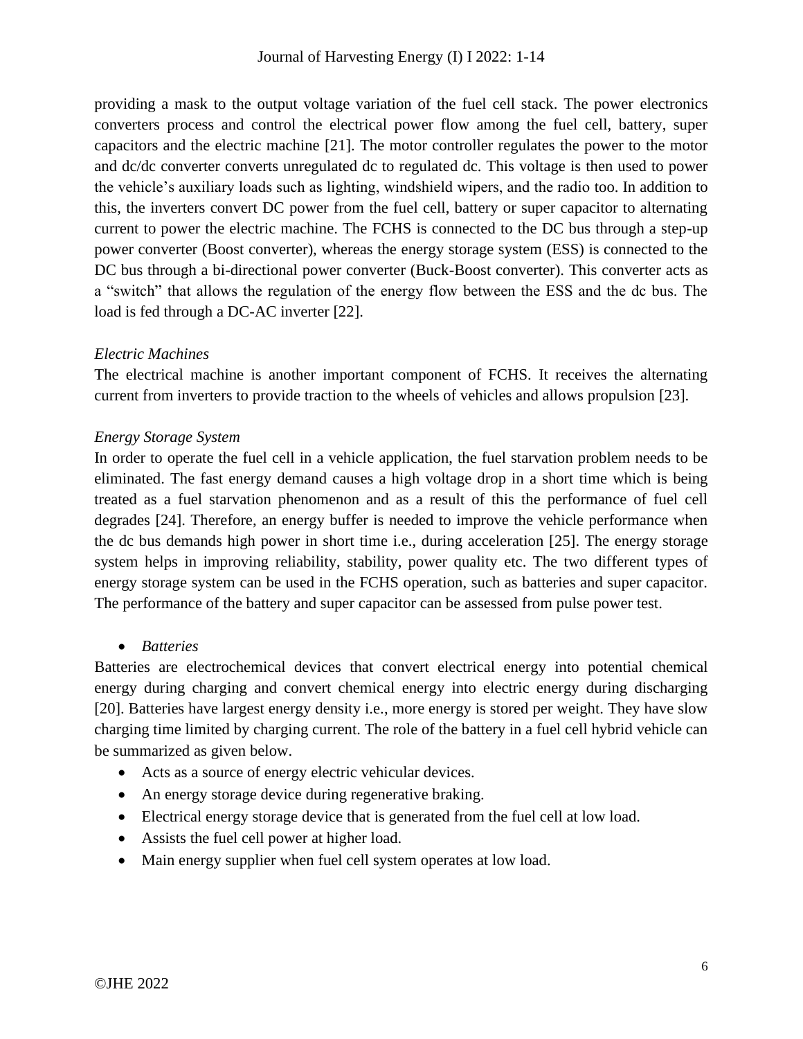providing a mask to the output voltage variation of the fuel cell stack. The power electronics converters process and control the electrical power flow among the fuel cell, battery, super capacitors and the electric machine [21]. The motor controller regulates the power to the motor and dc/dc converter converts unregulated dc to regulated dc. This voltage is then used to power the vehicle's auxiliary loads such as lighting, windshield wipers, and the radio too. In addition to this, the inverters convert DC power from the fuel cell, battery or super capacitor to alternating current to power the electric machine. The FCHS is connected to the DC bus through a step-up power converter (Boost converter), whereas the energy storage system (ESS) is connected to the DC bus through a bi-directional power converter (Buck-Boost converter). This converter acts as a "switch" that allows the regulation of the energy flow between the ESS and the dc bus. The load is fed through a DC-AC inverter [22].

*Electric Machines*

The electrical machine is another important component of FCHS. It receives the alternating current from inverters to provide traction to the wheels of vehicles and allows propulsion [23].

*Energy Storage System*

In order to operate the fuel cell in a vehicle application, the fuel starvation problem needs to be eliminated. The fast energy demand causes a high voltage drop in a short time which is being treated as a fuel starvation phenomenon and as a result of this the performance of fuel cell degrades [24]. Therefore, an energy buffer is needed to improve the vehicle performance when the dc bus demands high power in short time i.e., during acceleration [25]. The energy storage system helps in improving reliability, stability, power quality etc. The two different types of energy storage system can be used in the FCHS operation, such as batteries and super capacitor. The performance of the battery and super capacitor can be assessed from pulse power test.

- *Batteries*

Batteries are electrochemical devices that convert electrical energy into potential chemical energy during charging and convert chemical energy into electric energy during discharging [20]. Batteries have largest energy density i.e., more energy is stored per weight. They have slow charging time limited by charging current. The role of the battery in a fuel cell hybrid vehicle can be summarized as given below.

- Acts as a source of energy electric vehicular devices.
- An energy storage device during regenerative braking.
- Electrical energy storage device that is generated from the fuel cell at low load.
- Assists the fuel cell power at higher load.
- Main energy supplier when fuel cell system operates at low load.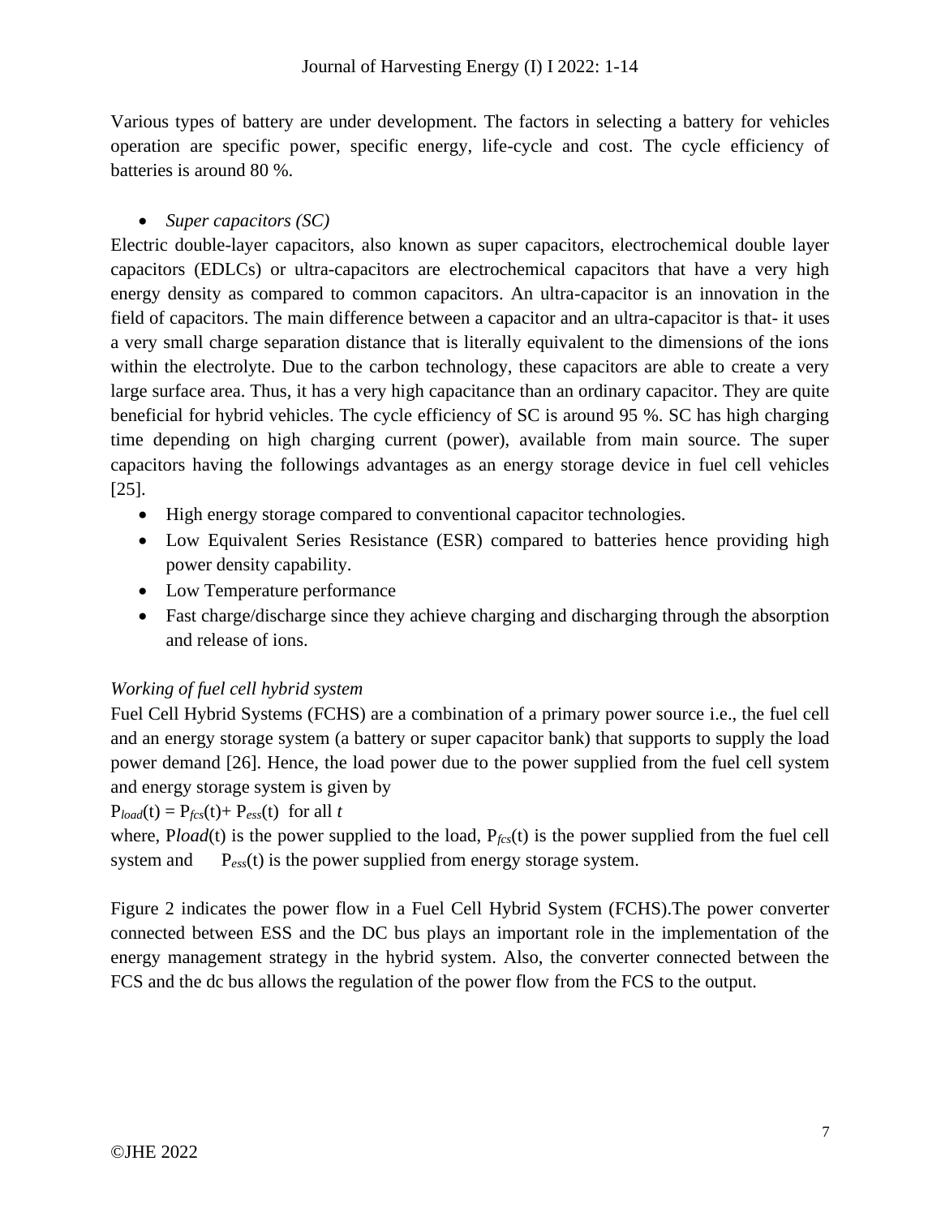Various types of battery are under development. The factors in selecting a battery for vehicles operation are specific power, specific energy, life-cycle and cost. The cycle efficiency of batteries is around 80 %.

- *Super capacitors (SC)*

Electric double-layer capacitors, also known as super capacitors, electrochemical double layer capacitors (EDLCs) or ultra-capacitors are electrochemical capacitors that have a very high energy density as compared to common capacitors. An ultra-capacitor is an innovation in the field of capacitors. The main difference between a capacitor and an ultra-capacitor is that- it uses a very small charge separation distance that is literally equivalent to the dimensions of the ions within the electrolyte. Due to the carbon technology, these capacitors are able to create a very large surface area. Thus, it has a very high capacitance than an ordinary capacitor. They are quite beneficial for hybrid vehicles. The cycle efficiency of SC is around 95 %. SC has high charging time depending on high charging current (power), available from main source. The super capacitors having the followings advantages as an energy storage device in fuel cell vehicles [25].

- High energy storage compared to conventional capacitor technologies.
- Low Equivalent Series Resistance (ESR) compared to batteries hence providing high power density capability.
- Low Temperature performance
- Fast charge/discharge since they achieve charging and discharging through the absorption and release of ions.

*Working of fuel cell hybrid system*

Fuel Cell Hybrid Systems (FCHS) are a combination of a primary power source i.e., the fuel cell and an energy storage system (a battery or super capacitor bank) that supports to supply the load power demand [26]. Hence, the load power due to the power supplied from the fuel cell system and energy storage system is given by

$P_{load}(t) = P_{fcs}(t) + P_{ess}(t)$ for all $t$

where, $P_{load}(t)$ is the power supplied to the load, $P_{fcs}(t)$ is the power supplied from the fuel cell system and $P_{ess}(t)$ is the power supplied from energy storage system.

Figure 2 indicates the power flow in a Fuel Cell Hybrid System (FCHS).The power converter connected between ESS and the DC bus plays an important role in the implementation of the energy management strategy in the hybrid system. Also, the converter connected between the FCS and the dc bus allows the regulation of the power flow from the FCS to the output.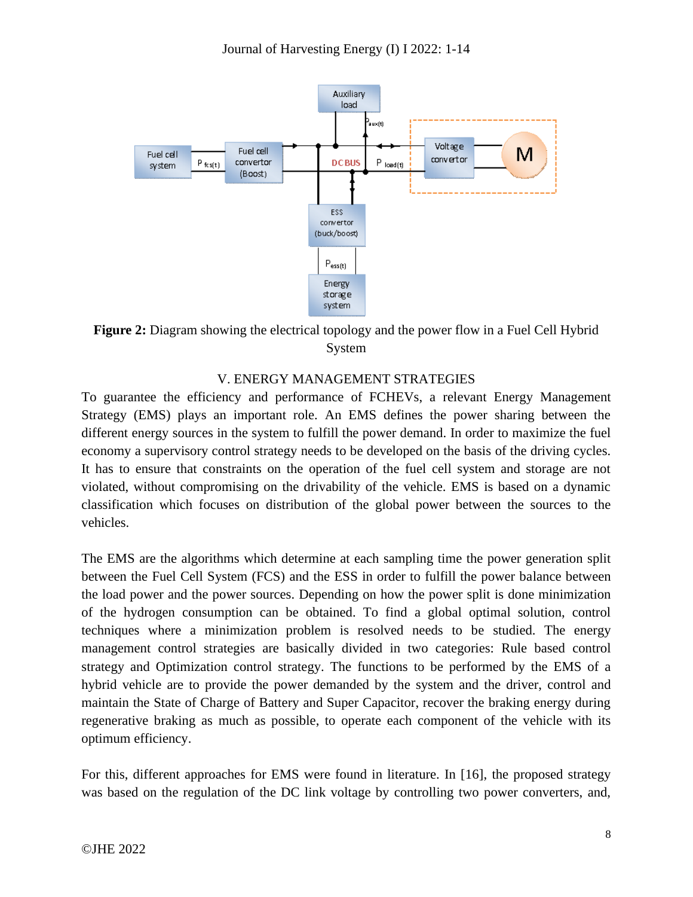**Figure 2:** Diagram showing the electrical topology and the power flow in a Fuel Cell Hybrid System

## V. ENERGY MANAGEMENT STRATEGIES

To guarantee the efficiency and performance of FCHEVs, a relevant Energy Management Strategy (EMS) plays an important role. An EMS defines the power sharing between the different energy sources in the system to fulfill the power demand. In order to maximize the fuel economy a supervisory control strategy needs to be developed on the basis of the driving cycles. It has to ensure that constraints on the operation of the fuel cell system and storage are not violated, without compromising on the drivability of the vehicle. EMS is based on a dynamic classification which focuses on distribution of the global power between the sources to the vehicles.

The EMS are the algorithms which determine at each sampling time the power generation split between the Fuel Cell System (FCS) and the ESS in order to fulfill the power balance between the load power and the power sources. Depending on how the power split is done minimization of the hydrogen consumption can be obtained. To find a global optimal solution, control techniques where a minimization problem is resolved needs to be studied. The energy management control strategies are basically divided in two categories: Rule based control strategy and Optimization control strategy. The functions to be performed by the EMS of a hybrid vehicle are to provide the power demanded by the system and the driver, control and maintain the State of Charge of Battery and Super Capacitor, recover the braking energy during regenerative braking as much as possible, to operate each component of the vehicle with its optimum efficiency.

For this, different approaches for EMS were found in literature. In [16], the proposed strategy was based on the regulation of the DC link voltage by controlling two power converters, and,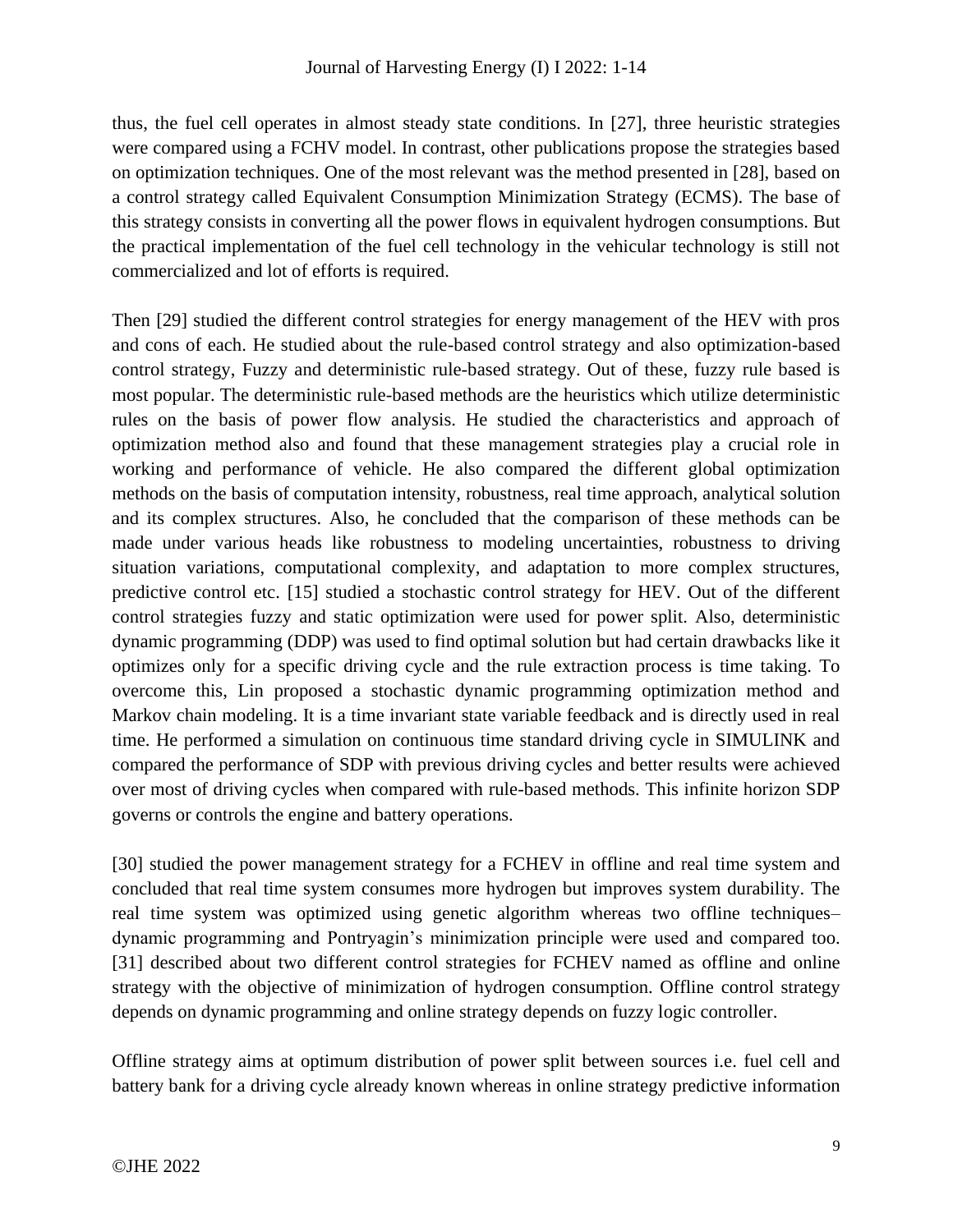thus, the fuel cell operates in almost steady state conditions. In [27], three heuristic strategies were compared using a FCHV model. In contrast, other publications propose the strategies based on optimization techniques. One of the most relevant was the method presented in [28], based on a control strategy called Equivalent Consumption Minimization Strategy (ECMS). The base of this strategy consists in converting all the power flows in equivalent hydrogen consumptions. But the practical implementation of the fuel cell technology in the vehicular technology is still not commercialized and lot of efforts is required.

Then [29] studied the different control strategies for energy management of the HEV with pros and cons of each. He studied about the rule-based control strategy and also optimization-based control strategy, Fuzzy and deterministic rule-based strategy. Out of these, fuzzy rule based is most popular. The deterministic rule-based methods are the heuristics which utilize deterministic rules on the basis of power flow analysis. He studied the characteristics and approach of optimization method also and found that these management strategies play a crucial role in working and performance of vehicle. He also compared the different global optimization methods on the basis of computation intensity, robustness, real time approach, analytical solution and its complex structures. Also, he concluded that the comparison of these methods can be made under various heads like robustness to modeling uncertainties, robustness to driving situation variations, computational complexity, and adaptation to more complex structures, predictive control etc. [15] studied a stochastic control strategy for HEV. Out of the different control strategies fuzzy and static optimization were used for power split. Also, deterministic dynamic programming (DDP) was used to find optimal solution but had certain drawbacks like it optimizes only for a specific driving cycle and the rule extraction process is time taking. To overcome this, Lin proposed a stochastic dynamic programming optimization method and Markov chain modeling. It is a time invariant state variable feedback and is directly used in real time. He performed a simulation on continuous time standard driving cycle in SIMULINK and compared the performance of SDP with previous driving cycles and better results were achieved over most of driving cycles when compared with rule-based methods. This infinite horizon SDP governs or controls the engine and battery operations.

[30] studied the power management strategy for a FCHEV in offline and real time system and concluded that real time system consumes more hydrogen but improves system durability. The real time system was optimized using genetic algorithm whereas two offline techniques– dynamic programming and Pontryagin's minimization principle were used and compared too. [31] described about two different control strategies for FCHEV named as offline and online strategy with the objective of minimization of hydrogen consumption. Offline control strategy depends on dynamic programming and online strategy depends on fuzzy logic controller.

Offline strategy aims at optimum distribution of power split between sources i.e. fuel cell and battery bank for a driving cycle already known whereas in online strategy predictive information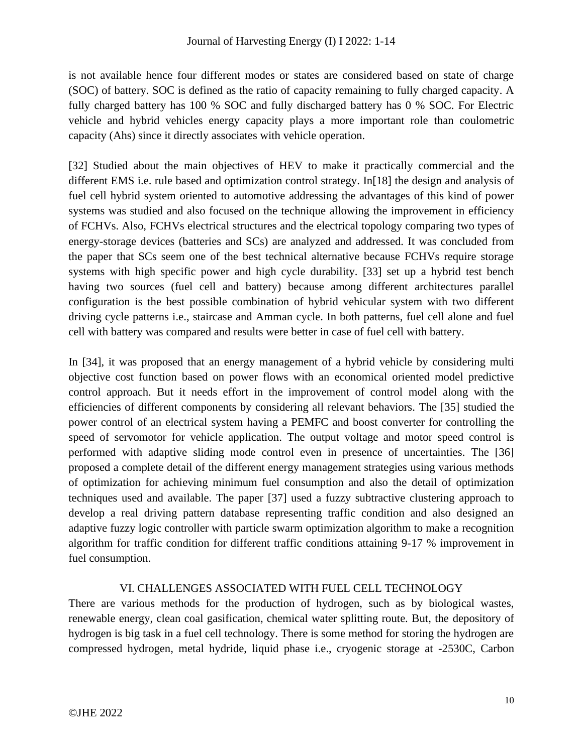is not available hence four different modes or states are considered based on state of charge (SOC) of battery. SOC is defined as the ratio of capacity remaining to fully charged capacity. A fully charged battery has 100 % SOC and fully discharged battery has 0 % SOC. For Electric vehicle and hybrid vehicles energy capacity plays a more important role than coulometric capacity (Ahs) since it directly associates with vehicle operation.

[32] Studied about the main objectives of HEV to make it practically commercial and the different EMS i.e. rule based and optimization control strategy. In[18] the design and analysis of fuel cell hybrid system oriented to automotive addressing the advantages of this kind of power systems was studied and also focused on the technique allowing the improvement in efficiency of FCHVs. Also, FCHVs electrical structures and the electrical topology comparing two types of energy-storage devices (batteries and SCs) are analyzed and addressed. It was concluded from the paper that SCs seem one of the best technical alternative because FCHVs require storage systems with high specific power and high cycle durability. [33] set up a hybrid test bench having two sources (fuel cell and battery) because among different architectures parallel configuration is the best possible combination of hybrid vehicular system with two different driving cycle patterns i.e., staircase and Amman cycle. In both patterns, fuel cell alone and fuel cell with battery was compared and results were better in case of fuel cell with battery.

In [34], it was proposed that an energy management of a hybrid vehicle by considering multi objective cost function based on power flows with an economical oriented model predictive control approach. But it needs effort in the improvement of control model along with the efficiencies of different components by considering all relevant behaviors. The [35] studied the power control of an electrical system having a PEMFC and boost converter for controlling the speed of servomotor for vehicle application. The output voltage and motor speed control is performed with adaptive sliding mode control even in presence of uncertainties. The [36] proposed a complete detail of the different energy management strategies using various methods of optimization for achieving minimum fuel consumption and also the detail of optimization techniques used and available. The paper [37] used a fuzzy subtractive clustering approach to develop a real driving pattern database representing traffic condition and also designed an adaptive fuzzy logic controller with particle swarm optimization algorithm to make a recognition algorithm for traffic condition for different traffic conditions attaining 9-17 % improvement in fuel consumption.

## VI. CHALLENGES ASSOCIATED WITH FUEL CELL TECHNOLOGY

There are various methods for the production of hydrogen, such as by biological wastes, renewable energy, clean coal gasification, chemical water splitting route. But, the depository of hydrogen is big task in a fuel cell technology. There is some method for storing the hydrogen are compressed hydrogen, metal hydride, liquid phase i.e., cryogenic storage at -2530C, Carbon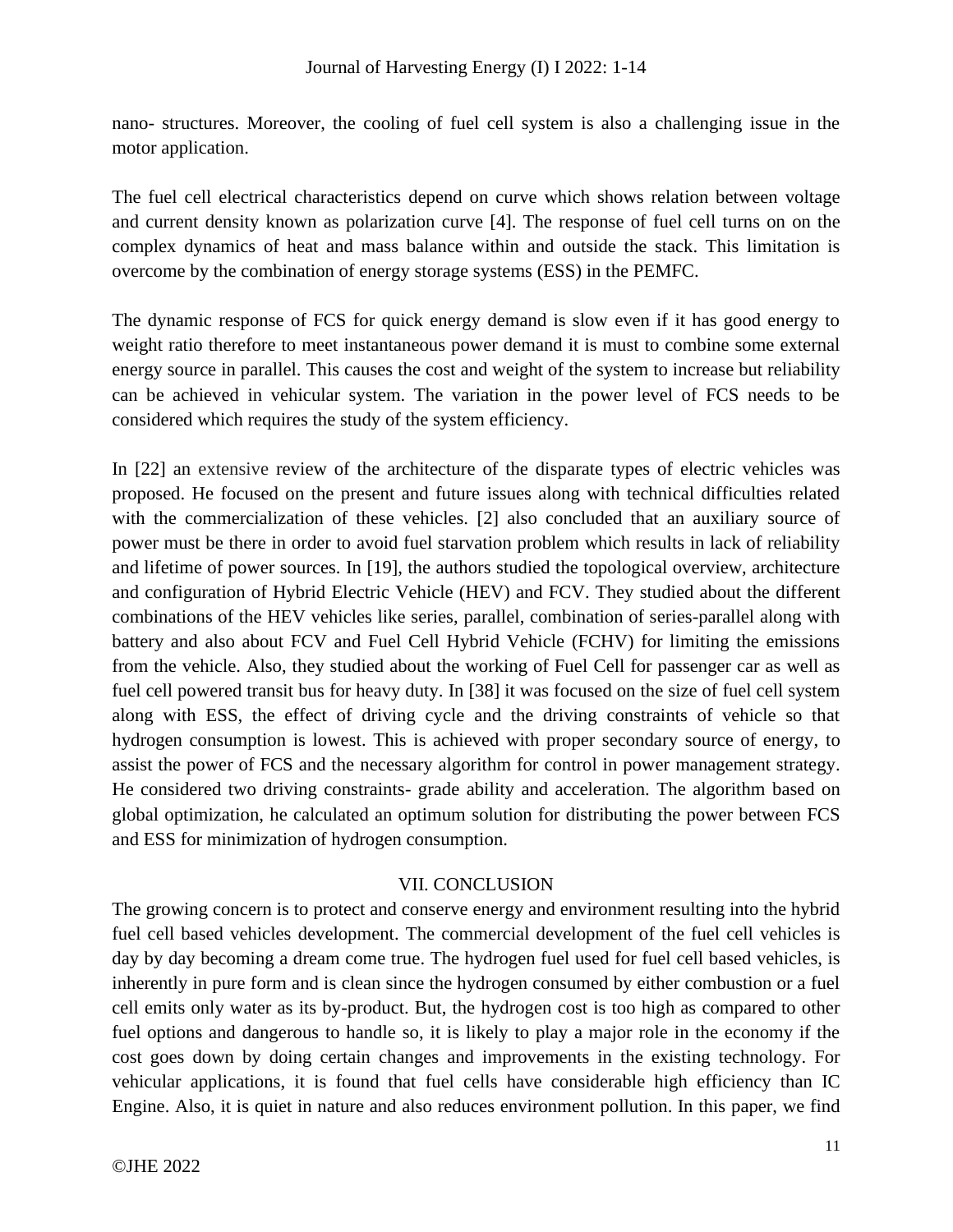nano- structures. Moreover, the cooling of fuel cell system is also a challenging issue in the motor application.

The fuel cell electrical characteristics depend on curve which shows relation between voltage and current density known as polarization curve [4]. The response of fuel cell turns on on the complex dynamics of heat and mass balance within and outside the stack. This limitation is overcome by the combination of energy storage systems (ESS) in the PEMFC.

The dynamic response of FCS for quick energy demand is slow even if it has good energy to weight ratio therefore to meet instantaneous power demand it is must to combine some external energy source in parallel. This causes the cost and weight of the system to increase but reliability can be achieved in vehicular system. The variation in the power level of FCS needs to be considered which requires the study of the system efficiency.

In [22] an extensive review of the architecture of the disparate types of electric vehicles was proposed. He focused on the present and future issues along with technical difficulties related with the commercialization of these vehicles. [2] also concluded that an auxiliary source of power must be there in order to avoid fuel starvation problem which results in lack of reliability and lifetime of power sources. In [19], the authors studied the topological overview, architecture and configuration of Hybrid Electric Vehicle (HEV) and FCV. They studied about the different combinations of the HEV vehicles like series, parallel, combination of series-parallel along with battery and also about FCV and Fuel Cell Hybrid Vehicle (FCHV) for limiting the emissions from the vehicle. Also, they studied about the working of Fuel Cell for passenger car as well as fuel cell powered transit bus for heavy duty. In [38] it was focused on the size of fuel cell system along with ESS, the effect of driving cycle and the driving constraints of vehicle so that hydrogen consumption is lowest. This is achieved with proper secondary source of energy, to assist the power of FCS and the necessary algorithm for control in power management strategy. He considered two driving constraints- grade ability and acceleration. The algorithm based on global optimization, he calculated an optimum solution for distributing the power between FCS and ESS for minimization of hydrogen consumption.

## VII. CONCLUSION

The growing concern is to protect and conserve energy and environment resulting into the hybrid fuel cell based vehicles development. The commercial development of the fuel cell vehicles is day by day becoming a dream come true. The hydrogen fuel used for fuel cell based vehicles, is inherently in pure form and is clean since the hydrogen consumed by either combustion or a fuel cell emits only water as its by-product. But, the hydrogen cost is too high as compared to other fuel options and dangerous to handle so, it is likely to play a major role in the economy if the cost goes down by doing certain changes and improvements in the existing technology. For vehicular applications, it is found that fuel cells have considerable high efficiency than IC Engine. Also, it is quiet in nature and also reduces environment pollution. In this paper, we find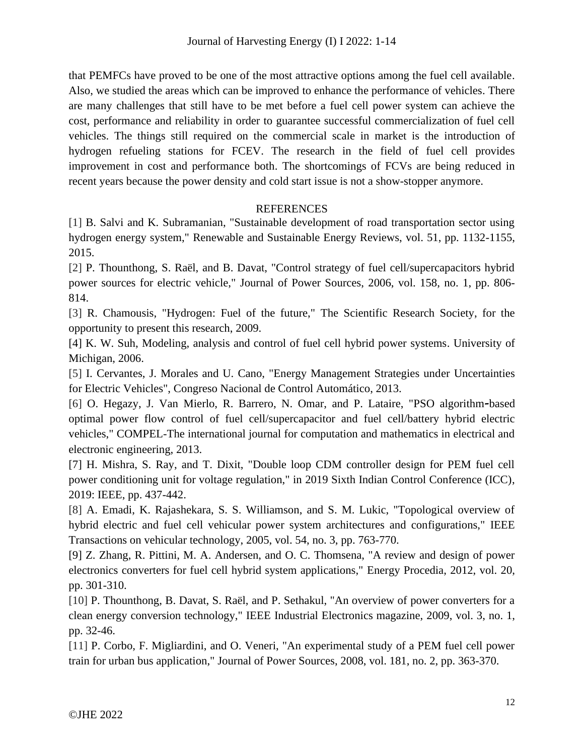that PEMFCs have proved to be one of the most attractive options among the fuel cell available. Also, we studied the areas which can be improved to enhance the performance of vehicles. There are many challenges that still have to be met before a fuel cell power system can achieve the cost, performance and reliability in order to guarantee successful commercialization of fuel cell vehicles. The things still required on the commercial scale in market is the introduction of hydrogen refueling stations for FCEV. The research in the field of fuel cell provides improvement in cost and performance both. The shortcomings of FCVs are being reduced in recent years because the power density and cold start issue is not a show-stopper anymore.

## REFERENCES

[1] B. Salvi and K. Subramanian, "Sustainable development of road transportation sector using hydrogen energy system," Renewable and Sustainable Energy Reviews, vol. 51, pp. 1132-1155, 2015.

[2] P. Thounthong, S. Raël, and B. Davat, "Control strategy of fuel cell/supercapacitors hybrid power sources for electric vehicle," Journal of Power Sources, 2006, vol. 158, no. 1, pp. 806-814.

[3] R. Chamousis, "Hydrogen: Fuel of the future," The Scientific Research Society, for the opportunity to present this research, 2009.

[4] K. W. Suh, Modeling, analysis and control of fuel cell hybrid power systems. University of Michigan, 2006.

[5] I. Cervantes, J. Morales and U. Cano, "Energy Management Strategies under Uncertainties for Electric Vehicles", Congreso Nacional de Control Automático, 2013.

[6] O. Hegazy, J. Van Mierlo, R. Barrero, N. Omar, and P. Lataire, "PSO algorithm-based optimal power flow control of fuel cell/supercapacitor and fuel cell/battery hybrid electric vehicles," COMPEL-The international journal for computation and mathematics in electrical and electronic engineering, 2013.

[7] H. Mishra, S. Ray, and T. Dixit, "Double loop CDM controller design for PEM fuel cell power conditioning unit for voltage regulation," in 2019 Sixth Indian Control Conference (ICC), 2019: IEEE, pp. 437-442.

[8] A. Emadi, K. Rajashekara, S. S. Williamson, and S. M. Lukic, "Topological overview of hybrid electric and fuel cell vehicular power system architectures and configurations," IEEE Transactions on vehicular technology, 2005, vol. 54, no. 3, pp. 763-770.

[9] Z. Zhang, R. Pittini, M. A. Andersen, and O. C. Thomsena, "A review and design of power electronics converters for fuel cell hybrid system applications," Energy Procedia, 2012, vol. 20, pp. 301-310.

[10] P. Thounthong, B. Davat, S. Raël, and P. Sethakul, "An overview of power converters for a clean energy conversion technology," IEEE Industrial Electronics magazine, 2009, vol. 3, no. 1, pp. 32-46.

[11] P. Corbo, F. Migliardini, and O. Veneri, "An experimental study of a PEM fuel cell power train for urban bus application," Journal of Power Sources, 2008, vol. 181, no. 2, pp. 363-370.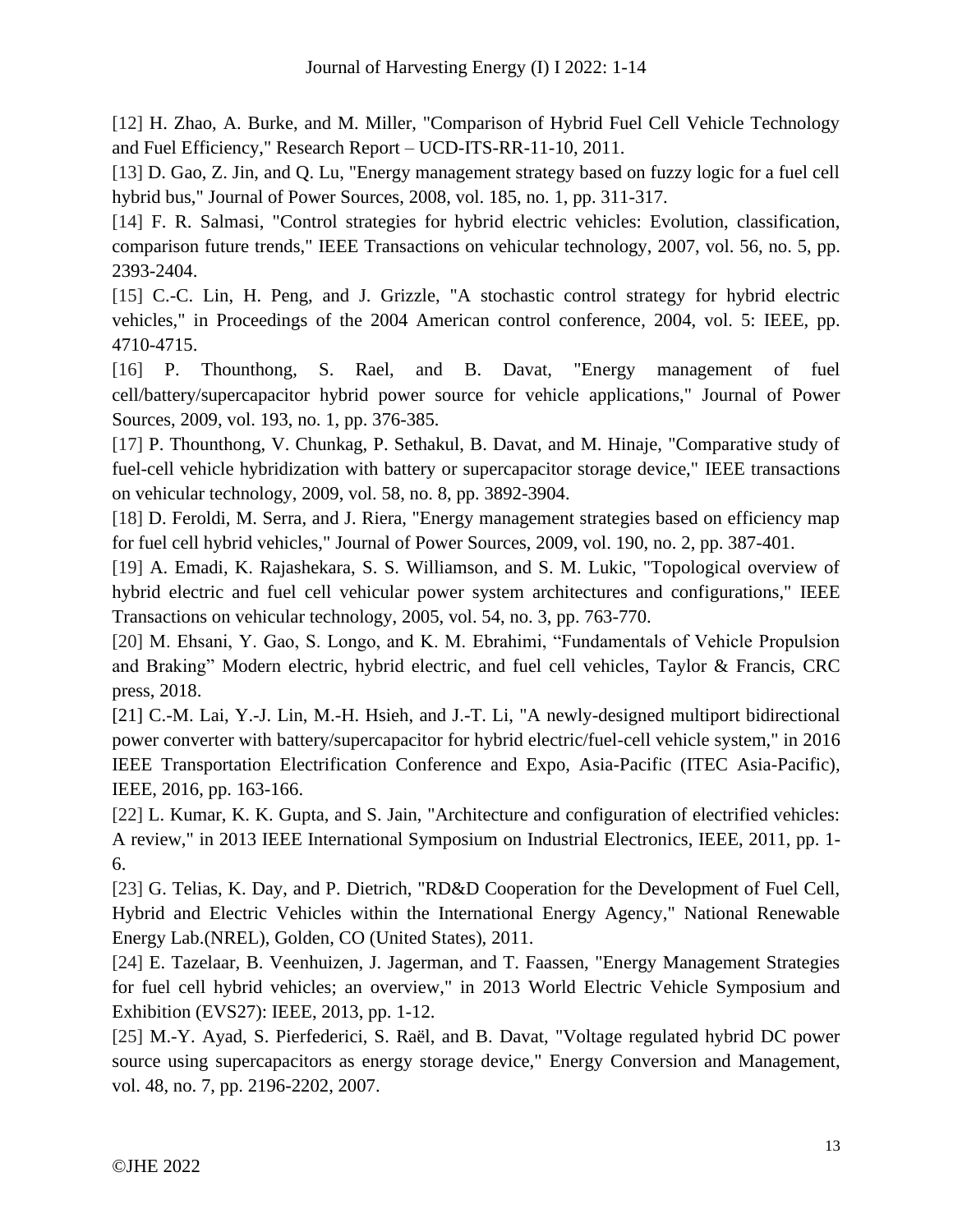[12] H. Zhao, A. Burke, and M. Miller, "Comparison of Hybrid Fuel Cell Vehicle Technology and Fuel Efficiency," Research Report – UCD-ITS-RR-11-10, 2011.

[13] D. Gao, Z. Jin, and Q. Lu, "Energy management strategy based on fuzzy logic for a fuel cell hybrid bus," Journal of Power Sources, 2008, vol. 185, no. 1, pp. 311-317.

[14] F. R. Salmasi, "Control strategies for hybrid electric vehicles: Evolution, classification, comparison future trends," IEEE Transactions on vehicular technology, 2007, vol. 56, no. 5, pp. 2393-2404.

[15] C.-C. Lin, H. Peng, and J. Grizzle, "A stochastic control strategy for hybrid electric vehicles," in Proceedings of the 2004 American control conference, 2004, vol. 5: IEEE, pp. 4710-4715.

[16] P. Thounthong, S. Rael, and B. Davat, "Energy management of fuel cell/battery/supercapacitor hybrid power source for vehicle applications," Journal of Power Sources, 2009, vol. 193, no. 1, pp. 376-385.

[17] P. Thounthong, V. Chunkag, P. Sethakul, B. Davat, and M. Hinaje, "Comparative study of fuel-cell vehicle hybridization with battery or supercapacitor storage device," IEEE transactions on vehicular technology, 2009, vol. 58, no. 8, pp. 3892-3904.

[18] D. Feroldi, M. Serra, and J. Riera, "Energy management strategies based on efficiency map for fuel cell hybrid vehicles," Journal of Power Sources, 2009, vol. 190, no. 2, pp. 387-401.

[19] A. Emadi, K. Rajashekara, S. S. Williamson, and S. M. Lukic, "Topological overview of hybrid electric and fuel cell vehicular power system architectures and configurations," IEEE Transactions on vehicular technology, 2005, vol. 54, no. 3, pp. 763-770.

[20] M. Ehsani, Y. Gao, S. Longo, and K. M. Ebrahimi, "Fundamentals of Vehicle Propulsion and Braking" Modern electric, hybrid electric, and fuel cell vehicles, Taylor & Francis, CRC press, 2018.

[21] C.-M. Lai, Y.-J. Lin, M.-H. Hsieh, and J.-T. Li, "A newly-designed multiport bidirectional power converter with battery/supercapacitor for hybrid electric/fuel-cell vehicle system," in 2016 IEEE Transportation Electrification Conference and Expo, Asia-Pacific (ITEC Asia-Pacific), IEEE, 2016, pp. 163-166.

[22] L. Kumar, K. K. Gupta, and S. Jain, "Architecture and configuration of electrified vehicles: A review," in 2013 IEEE International Symposium on Industrial Electronics, IEEE, 2011, pp. 1-6.

[23] G. Telias, K. Day, and P. Dietrich, "RD&D Cooperation for the Development of Fuel Cell, Hybrid and Electric Vehicles within the International Energy Agency," National Renewable Energy Lab.(NREL), Golden, CO (United States), 2011.

[24] E. Tazelaar, B. Veenhuizen, J. Jagerman, and T. Faassen, "Energy Management Strategies for fuel cell hybrid vehicles; an overview," in 2013 World Electric Vehicle Symposium and Exhibition (EVS27): IEEE, 2013, pp. 1-12.

[25] M.-Y. Ayad, S. Pierfederici, S. Raël, and B. Davat, "Voltage regulated hybrid DC power source using supercapacitors as energy storage device," Energy Conversion and Management, vol. 48, no. 7, pp. 2196-2202, 2007.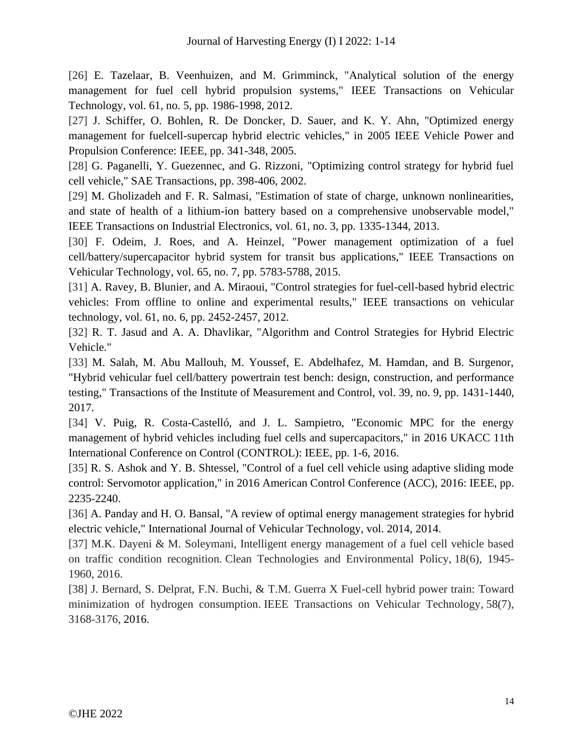[26] E. Tazelaar, B. Veenhuizen, and M. Grimminck, "Analytical solution of the energy management for fuel cell hybrid propulsion systems," IEEE Transactions on Vehicular Technology, vol. 61, no. 5, pp. 1986-1998, 2012.

[27] J. Schiffer, O. Bohlen, R. De Doncker, D. Sauer, and K. Y. Ahn, "Optimized energy management for fuelcell-supercap hybrid electric vehicles," in 2005 IEEE Vehicle Power and Propulsion Conference: IEEE, pp. 341-348, 2005.

[28] G. Paganelli, Y. Guezennec, and G. Rizzoni, "Optimizing control strategy for hybrid fuel cell vehicle," SAE Transactions, pp. 398-406, 2002.

[29] M. Gholizadeh and F. R. Salmasi, "Estimation of state of charge, unknown nonlinearities, and state of health of a lithium-ion battery based on a comprehensive unobservable model," IEEE Transactions on Industrial Electronics, vol. 61, no. 3, pp. 1335-1344, 2013.

[30] F. Odeim, J. Roes, and A. Heinzel, "Power management optimization of a fuel cell/battery/supercapacitor hybrid system for transit bus applications," IEEE Transactions on Vehicular Technology, vol. 65, no. 7, pp. 5783-5788, 2015.

[31] A. Ravey, B. Blunier, and A. Miraoui, "Control strategies for fuel-cell-based hybrid electric vehicles: From offline to online and experimental results," IEEE transactions on vehicular technology, vol. 61, no. 6, pp. 2452-2457, 2012.

[32] R. T. Jasud and A. A. Dhavlikar, "Algorithm and Control Strategies for Hybrid Electric Vehicle."

[33] M. Salah, M. Abu Mallouh, M. Youssef, E. Abdelhafez, M. Hamdan, and B. Surgenor, "Hybrid vehicular fuel cell/battery powertrain test bench: design, construction, and performance testing," Transactions of the Institute of Measurement and Control, vol. 39, no. 9, pp. 1431-1440, 2017.

[34] V. Puig, R. Costa-Castelló, and J. L. Sampietro, "Economic MPC for the energy management of hybrid vehicles including fuel cells and supercapacitors," in 2016 UKACC 11th International Conference on Control (CONTROL): IEEE, pp. 1-6, 2016.

[35] R. S. Ashok and Y. B. Shtessel, "Control of a fuel cell vehicle using adaptive sliding mode control: Servomotor application," in 2016 American Control Conference (ACC), 2016: IEEE, pp. 2235-2240.

[36] A. Panday and H. O. Bansal, "A review of optimal energy management strategies for hybrid electric vehicle," International Journal of Vehicular Technology, vol. 2014, 2014.

[37] M.K. Dayeni & M. Soleymani, Intelligent energy management of a fuel cell vehicle based on traffic condition recognition. Clean Technologies and Environmental Policy, 18(6), 1945-1960, 2016.

[38] J. Bernard, S. Delprat, F.N. Buchi, & T.M. Guerra X Fuel-cell hybrid power train: Toward minimization of hydrogen consumption. IEEE Transactions on Vehicular Technology, 58(7), 3168-3176, 2016.